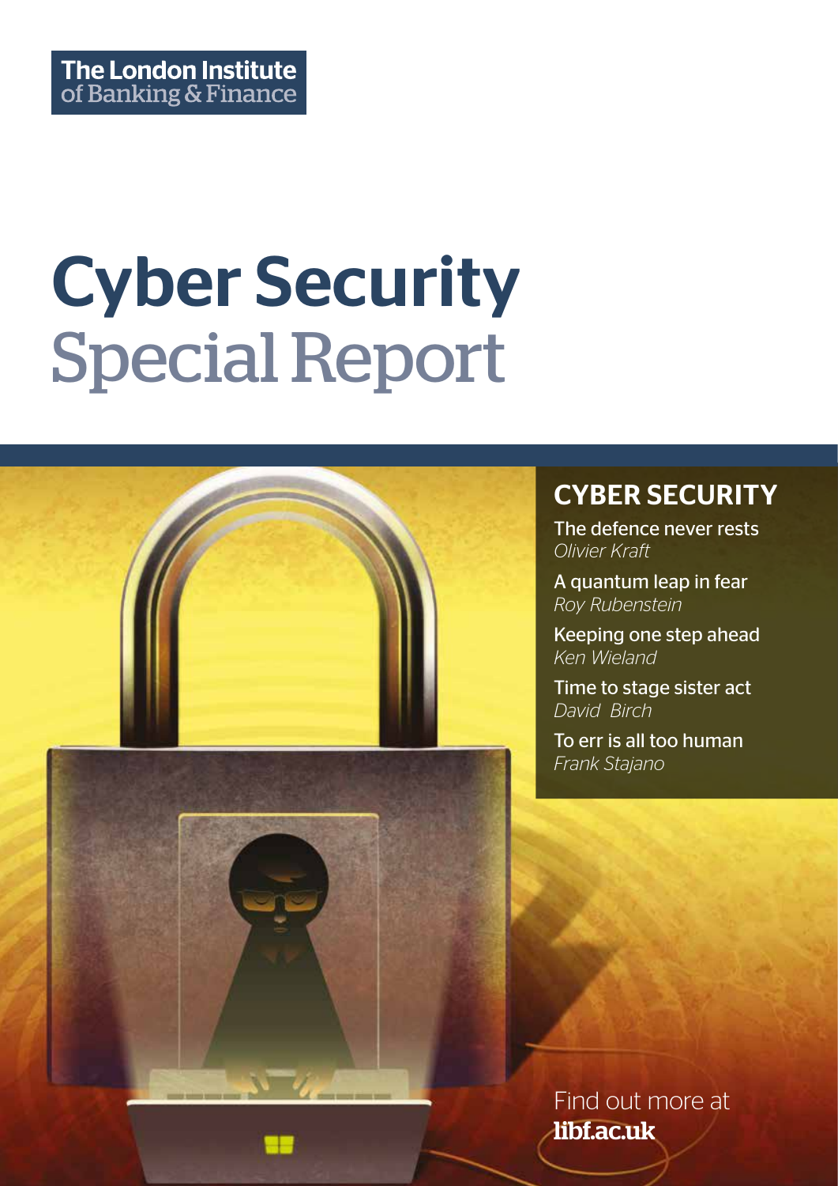The London Institute of Banking & Finance

# Cyber Security
# Special Report

## CYBER SECURITY

The defence never rests
*Olivier Kraft*

A quantum leap in fear
*Roy Rubenstein*

Keeping one step ahead
*Ken Wieland*

Time to stage sister act
*David Birch*

To err is all too human
*Frank Stajano*

Find out more at
**libf.ac.uk**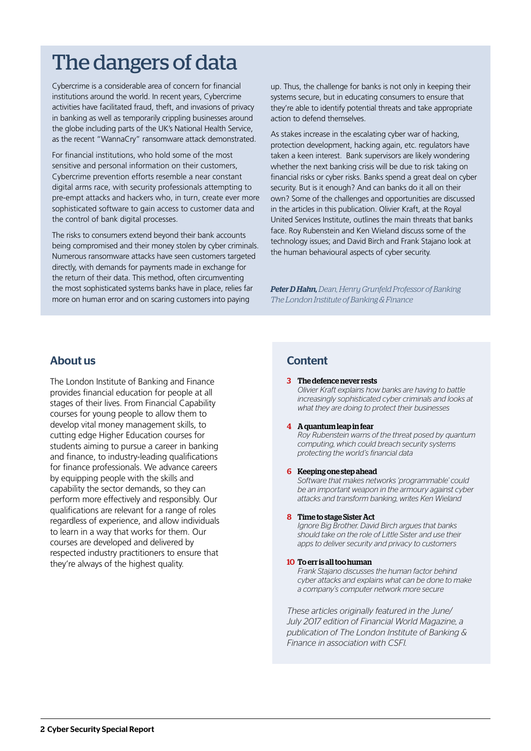# The dangers of data

Cybercrime is a considerable area of concern for financial institutions around the world. In recent years, Cybercrime activities have facilitated fraud, theft, and invasions of privacy in banking as well as temporarily crippling businesses around the globe including parts of the UK's National Health Service, as the recent "WannaCry" ransomware attack demonstrated.

For financial institutions, who hold some of the most sensitive and personal information on their customers, Cybercrime prevention efforts resemble a near constant digital arms race, with security professionals attempting to pre-empt attacks and hackers who, in turn, create ever more sophisticated software to gain access to customer data and the control of bank digital processes.

The risks to consumers extend beyond their bank accounts being compromised and their money stolen by cyber criminals. Numerous ransomware attacks have seen customers targeted directly, with demands for payments made in exchange for the return of their data. This method, often circumventing the most sophisticated systems banks have in place, relies far more on human error and on scaring customers into paying up. Thus, the challenge for banks is not only in keeping their systems secure, but in educating consumers to ensure that they're able to identify potential threats and take appropriate action to defend themselves.

As stakes increase in the escalating cyber war of hacking, protection development, hacking again, etc. regulators have taken a keen interest. Bank supervisors are likely wondering whether the next banking crisis will be due to risk taking on financial risks or cyber risks. Banks spend a great deal on cyber security. But is it enough? And can banks do it all on their own? Some of the challenges and opportunities are discussed in the articles in this publication. Olivier Kraft, at the Royal United Services Institute, outlines the main threats that banks face. Roy Rubenstein and Ken Wieland discuss some of the technology issues; and David Birch and Frank Stajano look at the human behavioural aspects of cyber security.

***Peter D Hahn,*** *Dean, Henry Grunfeld Professor of Banking*
*The London Institute of Banking & Finance*

## About us

The London Institute of Banking and Finance provides financial education for people at all stages of their lives. From Financial Capability courses for young people to allow them to develop vital money management skills, to cutting edge Higher Education courses for students aiming to pursue a career in banking and finance, to industry-leading qualifications for finance professionals. We advance careers by equipping people with the skills and capability the sector demands, so they can perform more effectively and responsibly. Our qualifications are relevant for a range of roles regardless of experience, and allow individuals to learn in a way that works for them. Our courses are developed and delivered by respected industry practitioners to ensure that they're always of the highest quality.

## Content

**3 The defence never rests**
*Olivier Kraft explains how banks are having to battle increasingly sophisticated cyber criminals and looks at what they are doing to protect their businesses*

**4 A quantum leap in fear**
*Roy Rubenstein warns of the threat posed by quantum computing, which could breach security systems protecting the world's financial data*

**6 Keeping one step ahead**
*Software that makes networks 'programmable' could be an important weapon in the armoury against cyber attacks and transform banking, writes Ken Wieland*

**8 Time to stage Sister Act**
*Ignore Big Brother. David Birch argues that banks should take on the role of Little Sister and use their apps to deliver security and privacy to customers*

**10 To err is all too human**
*Frank Stajano discusses the human factor behind cyber attacks and explains what can be done to make a company's computer network more secure*

*These articles originally featured in the June/July 2017 edition of Financial World Magazine, a publication of The London Institute of Banking & Finance in association with CSFI.*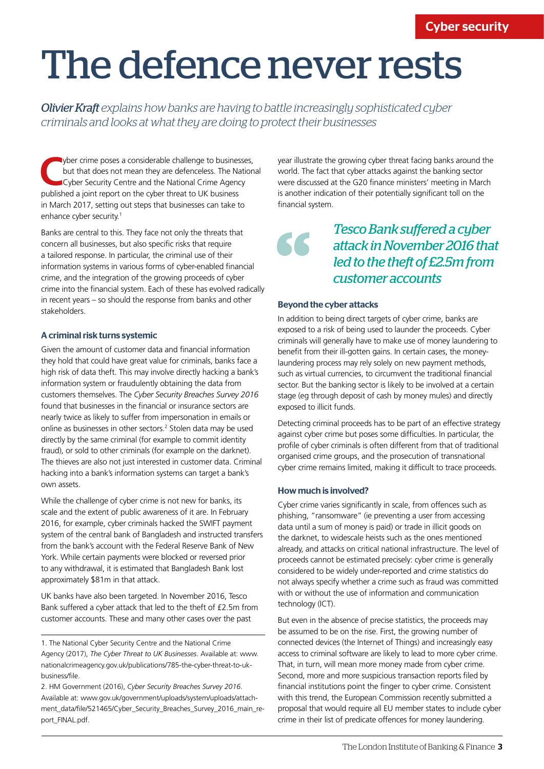Cyber security

# The defence never rests

***Olivier Kraft*** *explains how banks are having to battle increasingly sophisticated cyber criminals and looks at what they are doing to protect their businesses*

Cyber crime poses a considerable challenge to businesses, but that does not mean they are defenceless. The National Cyber Security Centre and the National Crime Agency published a joint report on the cyber threat to UK business in March 2017, setting out steps that businesses can take to enhance cyber security.[1]

Banks are central to this. They face not only the threats that concern all businesses, but also specific risks that require a tailored response. In particular, the criminal use of their information systems in various forms of cyber-enabled financial crime, and the integration of the growing proceeds of cyber crime into the financial system. Each of these has evolved radically in recent years – so should the response from banks and other stakeholders.

### A criminal risk turns systemic

Given the amount of customer data and financial information they hold that could have great value for criminals, banks face a high risk of data theft. This may involve directly hacking a bank's information system or fraudulently obtaining the data from customers themselves. The *Cyber Security Breaches Survey 2016* found that businesses in the financial or insurance sectors are nearly twice as likely to suffer from impersonation in emails or online as businesses in other sectors.[2] Stolen data may be used directly by the same criminal (for example to commit identity fraud), or sold to other criminals (for example on the darknet). The thieves are also not just interested in customer data. Criminal hacking into a bank's information systems can target a bank's own assets.

While the challenge of cyber crime is not new for banks, its scale and the extent of public awareness of it are. In February 2016, for example, cyber criminals hacked the SWIFT payment system of the central bank of Bangladesh and instructed transfers from the bank's account with the Federal Reserve Bank of New York. While certain payments were blocked or reversed prior to any withdrawal, it is estimated that Bangladesh Bank lost approximately $81m in that attack.

UK banks have also been targeted. In November 2016, Tesco Bank suffered a cyber attack that led to the theft of £2.5m from customer accounts. These and many other cases over the past year illustrate the growing cyber threat facing banks around the world. The fact that cyber attacks against the banking sector were discussed at the G20 finance ministers' meeting in March is another indication of their potentially significant toll on the financial system.

> *Tesco Bank suffered a cyber attack in November 2016 that led to the theft of £2.5m from customer accounts*

### Beyond the cyber attacks

In addition to being direct targets of cyber crime, banks are exposed to a risk of being used to launder the proceeds. Cyber criminals will generally have to make use of money laundering to benefit from their ill-gotten gains. In certain cases, the money-laundering process may rely solely on new payment methods, such as virtual currencies, to circumvent the traditional financial sector. But the banking sector is likely to be involved at a certain stage (eg through deposit of cash by money mules) and directly exposed to illicit funds.

Detecting criminal proceeds has to be part of an effective strategy against cyber crime but poses some difficulties. In particular, the profile of cyber criminals is often different from that of traditional organised crime groups, and the prosecution of transnational cyber crime remains limited, making it difficult to trace proceeds.

### How much is involved?

Cyber crime varies significantly in scale, from offences such as phishing, "ransomware" (ie preventing a user from accessing data until a sum of money is paid) or trade in illicit goods on the darknet, to widescale heists such as the ones mentioned already, and attacks on critical national infrastructure. The level of proceeds cannot be estimated precisely: cyber crime is generally considered to be widely under-reported and crime statistics do not always specify whether a crime such as fraud was committed with or without the use of information and communication technology (ICT).

But even in the absence of precise statistics, the proceeds may be assumed to be on the rise. First, the growing number of connected devices (the Internet of Things) and increasingly easy access to criminal software are likely to lead to more cyber crime. That, in turn, will mean more money made from cyber crime. Second, more and more suspicious transaction reports filed by financial institutions point the finger to cyber crime. Consistent with this trend, the European Commission recently submitted a proposal that would require all EU member states to include cyber crime in their list of predicate offences for money laundering.

---

1. The National Cyber Security Centre and the National Crime Agency (2017), *The Cyber Threat to UK Businesses*. Available at: www.nationalcrimeagency.gov.uk/publications/785-the-cyber-threat-to-uk-business/file.

2. HM Government (2016), *Cyber Security Breaches Survey 2016*. Available at: www.gov.uk/government/uploads/system/uploads/attachment_data/file/521465/Cyber_Security_Breaches_Survey_2016_main_report_FINAL.pdf.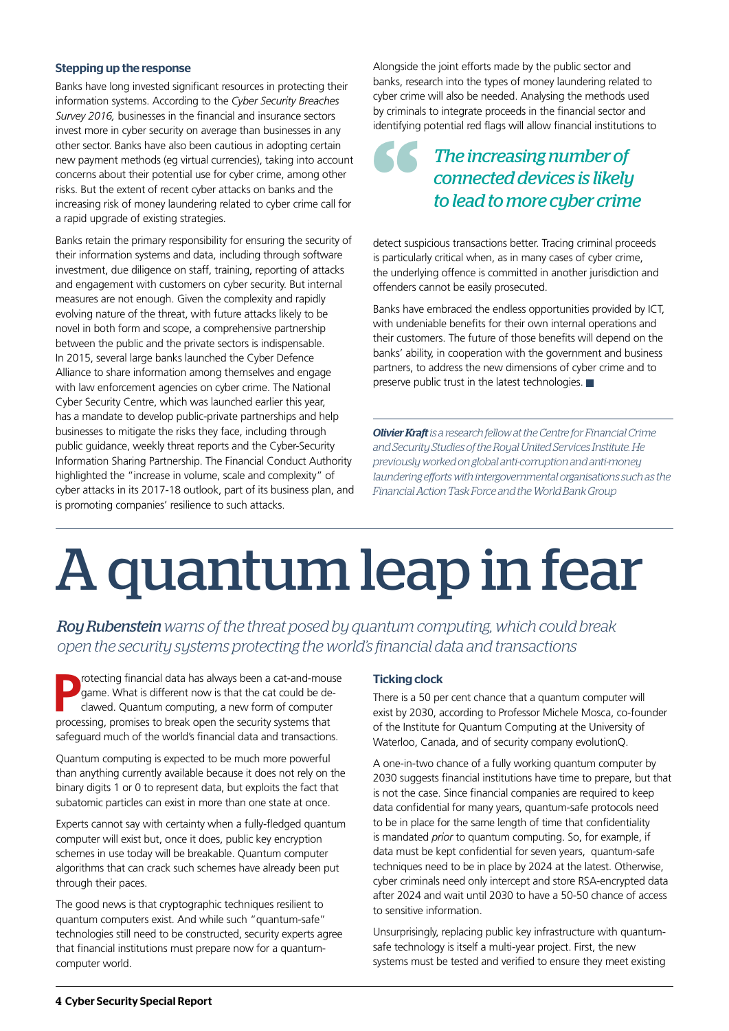### Stepping up the response

Banks have long invested significant resources in protecting their information systems. According to the *Cyber Security Breaches Survey 2016,* businesses in the financial and insurance sectors invest more in cyber security on average than businesses in any other sector. Banks have also been cautious in adopting certain new payment methods (eg virtual currencies), taking into account concerns about their potential use for cyber crime, among other risks. But the extent of recent cyber attacks on banks and the increasing risk of money laundering related to cyber crime call for a rapid upgrade of existing strategies.

Banks retain the primary responsibility for ensuring the security of their information systems and data, including through software investment, due diligence on staff, training, reporting of attacks and engagement with customers on cyber security. But internal measures are not enough. Given the complexity and rapidly evolving nature of the threat, with future attacks likely to be novel in both form and scope, a comprehensive partnership between the public and the private sectors is indispensable. In 2015, several large banks launched the Cyber Defence Alliance to share information among themselves and engage with law enforcement agencies on cyber crime. The National Cyber Security Centre, which was launched earlier this year, has a mandate to develop public-private partnerships and help businesses to mitigate the risks they face, including through public guidance, weekly threat reports and the Cyber-Security Information Sharing Partnership. The Financial Conduct Authority highlighted the "increase in volume, scale and complexity" of cyber attacks in its 2017-18 outlook, part of its business plan, and is promoting companies' resilience to such attacks.

Alongside the joint efforts made by the public sector and banks, research into the types of money laundering related to cyber crime will also be needed. Analysing the methods used by criminals to integrate proceeds in the financial sector and identifying potential red flags will allow financial institutions to detect suspicious transactions better. Tracing criminal proceeds is particularly critical when, as in many cases of cyber crime, the underlying offence is committed in another jurisdiction and offenders cannot be easily prosecuted.

> *The increasing number of connected devices is likely to lead to more cyber crime*

Banks have embraced the endless opportunities provided by ICT, with undeniable benefits for their own internal operations and their customers. The future of those benefits will depend on the banks' ability, in cooperation with the government and business partners, to address the new dimensions of cyber crime and to preserve public trust in the latest technologies. ■

***Olivier Kraft** is a research fellow at the Centre for Financial Crime and Security Studies of the Royal United Services Institute. He previously worked on global anti-corruption and anti-money laundering efforts with intergovernmental organisations such as the Financial Action Task Force and the World Bank Group*

# A quantum leap in fear

***Roy Rubenstein** warns of the threat posed by quantum computing, which could break open the security systems protecting the world's financial data and transactions*

Protecting financial data has always been a cat-and-mouse game. What is different now is that the cat could be de-clawed. Quantum computing, a new form of computer processing, promises to break open the security systems that safeguard much of the world's financial data and transactions.

Quantum computing is expected to be much more powerful than anything currently available because it does not rely on the binary digits 1 or 0 to represent data, but exploits the fact that subatomic particles can exist in more than one state at once.

Experts cannot say with certainty when a fully-fledged quantum computer will exist but, once it does, public key encryption schemes in use today will be breakable. Quantum computer algorithms that can crack such schemes have already been put through their paces.

The good news is that cryptographic techniques resilient to quantum computers exist. And while such "quantum-safe" technologies still need to be constructed, security experts agree that financial institutions must prepare now for a quantum-computer world.

### Ticking clock

There is a 50 per cent chance that a quantum computer will exist by 2030, according to Professor Michele Mosca, co-founder of the Institute for Quantum Computing at the University of Waterloo, Canada, and of security company evolutionQ.

A one-in-two chance of a fully working quantum computer by 2030 suggests financial institutions have time to prepare, but that is not the case. Since financial companies are required to keep data confidential for many years, quantum-safe protocols need to be in place for the same length of time that confidentiality is mandated *prior* to quantum computing. So, for example, if data must be kept confidential for seven years, quantum-safe techniques need to be in place by 2024 at the latest. Otherwise, cyber criminals need only intercept and store RSA-encrypted data after 2024 and wait until 2030 to have a 50-50 chance of access to sensitive information.

Unsurprisingly, replacing public key infrastructure with quantum-safe technology is itself a multi-year project. First, the new systems must be tested and verified to ensure they meet existing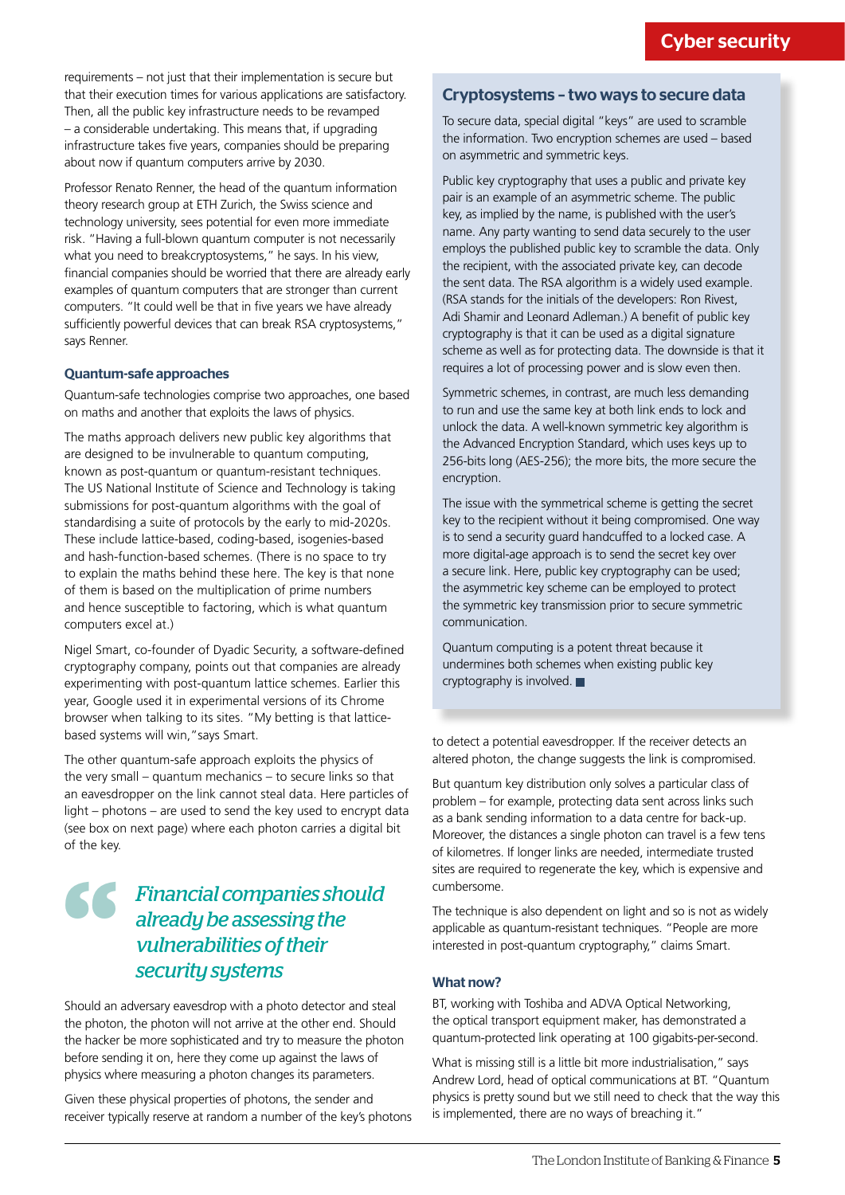requirements – not just that their implementation is secure but that their execution times for various applications are satisfactory. Then, all the public key infrastructure needs to be revamped – a considerable undertaking. This means that, if upgrading infrastructure takes five years, companies should be preparing about now if quantum computers arrive by 2030.

Professor Renato Renner, the head of the quantum information theory research group at ETH Zurich, the Swiss science and technology university, sees potential for even more immediate risk. "Having a full-blown quantum computer is not necessarily what you need to breakcryptosystems," he says. In his view, financial companies should be worried that there are already early examples of quantum computers that are stronger than current computers. "It could well be that in five years we have already sufficiently powerful devices that can break RSA cryptosystems," says Renner.

### Quantum-safe approaches

Quantum-safe technologies comprise two approaches, one based on maths and another that exploits the laws of physics.

The maths approach delivers new public key algorithms that are designed to be invulnerable to quantum computing, known as post-quantum or quantum-resistant techniques. The US National Institute of Science and Technology is taking submissions for post-quantum algorithms with the goal of standardising a suite of protocols by the early to mid-2020s. These include lattice-based, coding-based, isogenies-based and hash-function-based schemes. (There is no space to try to explain the maths behind these here. The key is that none of them is based on the multiplication of prime numbers and hence susceptible to factoring, which is what quantum computers excel at.)

Nigel Smart, co-founder of Dyadic Security, a software-defined cryptography company, points out that companies are already experimenting with post-quantum lattice schemes. Earlier this year, Google used it in experimental versions of its Chrome browser when talking to its sites. "My betting is that lattice-based systems will win,"says Smart.

The other quantum-safe approach exploits the physics of the very small – quantum mechanics – to secure links so that an eavesdropper on the link cannot steal data. Here particles of light – photons – are used to send the key used to encrypt data (see box on next page) where each photon carries a digital bit of the key.

> *Financial companies should already be assessing the vulnerabilities of their security systems*

Should an adversary eavesdrop with a photo detector and steal the photon, the photon will not arrive at the other end. Should the hacker be more sophisticated and try to measure the photon before sending it on, here they come up against the laws of physics where measuring a photon changes its parameters.

Given these physical properties of photons, the sender and receiver typically reserve at random a number of the key's photons to detect a potential eavesdropper. If the receiver detects an altered photon, the change suggests the link is compromised.

But quantum key distribution only solves a particular class of problem – for example, protecting data sent across links such as a bank sending information to a data centre for back-up. Moreover, the distances a single photon can travel is a few tens of kilometres. If longer links are needed, intermediate trusted sites are required to regenerate the key, which is expensive and cumbersome.

The technique is also dependent on light and so is not as widely applicable as quantum-resistant techniques. "People are more interested in post-quantum cryptography," claims Smart.

### What now?

BT, working with Toshiba and ADVA Optical Networking, the optical transport equipment maker, has demonstrated a quantum-protected link operating at 100 gigabits-per-second.

What is missing still is a little bit more industrialisation," says Andrew Lord, head of optical communications at BT. "Quantum physics is pretty sound but we still need to check that the way this is implemented, there are no ways of breaching it."

## Cryptosystems – two ways to secure data

To secure data, special digital "keys" are used to scramble the information. Two encryption schemes are used – based on asymmetric and symmetric keys.

Public key cryptography that uses a public and private key pair is an example of an asymmetric scheme. The public key, as implied by the name, is published with the user's name. Any party wanting to send data securely to the user employs the published public key to scramble the data. Only the recipient, with the associated private key, can decode the sent data. The RSA algorithm is a widely used example. (RSA stands for the initials of the developers: Ron Rivest, Adi Shamir and Leonard Adleman.) A benefit of public key cryptography is that it can be used as a digital signature scheme as well as for protecting data. The downside is that it requires a lot of processing power and is slow even then.

Symmetric schemes, in contrast, are much less demanding to run and use the same key at both link ends to lock and unlock the data. A well-known symmetric key algorithm is the Advanced Encryption Standard, which uses keys up to 256-bits long (AES-256); the more bits, the more secure the encryption.

The issue with the symmetrical scheme is getting the secret key to the recipient without it being compromised. One way is to send a security guard handcuffed to a locked case. A more digital-age approach is to send the secret key over a secure link. Here, public key cryptography can be used; the asymmetric key scheme can be employed to protect the symmetric key transmission prior to secure symmetric communication.

Quantum computing is a potent threat because it undermines both schemes when existing public key cryptography is involved. ■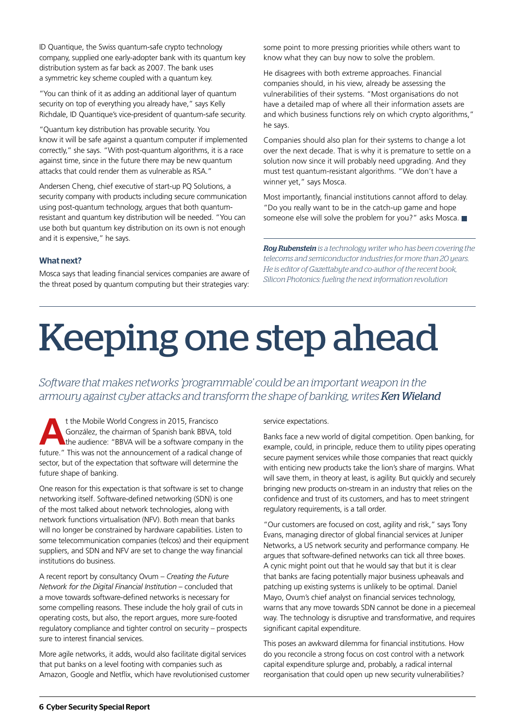ID Quantique, the Swiss quantum-safe crypto technology company, supplied one early-adopter bank with its quantum key distribution system as far back as 2007. The bank uses a symmetric key scheme coupled with a quantum key.

"You can think of it as adding an additional layer of quantum security on top of everything you already have," says Kelly Richdale, ID Quantique's vice-president of quantum-safe security.

"Quantum key distribution has provable security. You know it will be safe against a quantum computer if implemented correctly," she says. "With post-quantum algorithms, it is a race against time, since in the future there may be new quantum attacks that could render them as vulnerable as RSA."

Andersen Cheng, chief executive of start-up PQ Solutions, a security company with products including secure communication using post-quantum technology, argues that both quantum-resistant and quantum key distribution will be needed. "You can use both but quantum key distribution on its own is not enough and it is expensive," he says.

### What next?

Mosca says that leading financial services companies are aware of the threat posed by quantum computing but their strategies vary: some point to more pressing priorities while others want to know what they can buy now to solve the problem.

He disagrees with both extreme approaches. Financial companies should, in his view, already be assessing the vulnerabilities of their systems. "Most organisations do not have a detailed map of where all their information assets are and which business functions rely on which crypto algorithms," he says.

Companies should also plan for their systems to change a lot over the next decade. That is why it is premature to settle on a solution now since it will probably need upgrading. And they must test quantum-resistant algorithms. "We don't have a winner yet," says Mosca.

Most importantly, financial institutions cannot afford to delay. "Do you really want to be in the catch-up game and hope someone else will solve the problem for you?" asks Mosca. ■

***Roy Rubenstein** is a technology writer who has been covering the telecoms and semiconductor industries for more than 20 years. He is editor of Gazettabyte and co-author of the recent book, Silicon Photonics: fueling the next information revolution*

# Keeping one step ahead

*Software that makes networks 'programmable' could be an important weapon in the armoury against cyber attacks and transform the shape of banking, writes **Ken Wieland***

At the Mobile World Congress in 2015, Francisco González, the chairman of Spanish bank BBVA, told the audience: "BBVA will be a software company in the future." This was not the announcement of a radical change of sector, but of the expectation that software will determine the future shape of banking.

One reason for this expectation is that software is set to change networking itself. Software-defined networking (SDN) is one of the most talked about network technologies, along with network functions virtualisation (NFV). Both mean that banks will no longer be constrained by hardware capabilities. Listen to some telecommunication companies (telcos) and their equipment suppliers, and SDN and NFV are set to change the way financial institutions do business.

A recent report by consultancy Ovum – *Creating the Future Network for the Digital Financial Institution* – concluded that a move towards software-defined networks is necessary for some compelling reasons. These include the holy grail of cuts in operating costs, but also, the report argues, more sure-footed regulatory compliance and tighter control on security – prospects sure to interest financial services.

More agile networks, it adds, would also facilitate digital services that put banks on a level footing with companies such as Amazon, Google and Netflix, which have revolutionised customer service expectations.

Banks face a new world of digital competition. Open banking, for example, could, in principle, reduce them to utility pipes operating secure payment services while those companies that react quickly with enticing new products take the lion's share of margins. What will save them, in theory at least, is agility. But quickly and securely bringing new products on-stream in an industry that relies on the confidence and trust of its customers, and has to meet stringent regulatory requirements, is a tall order.

"Our customers are focused on cost, agility and risk," says Tony Evans, managing director of global financial services at Juniper Networks, a US network security and performance company. He argues that software-defined networks can tick all three boxes. A cynic might point out that he would say that but it is clear that banks are facing potentially major business upheavals and patching up existing systems is unlikely to be optimal. Daniel Mayo, Ovum's chief analyst on financial services technology, warns that any move towards SDN cannot be done in a piecemeal way. The technology is disruptive and transformative, and requires significant capital expenditure.

This poses an awkward dilemma for financial institutions. How do you reconcile a strong focus on cost control with a network capital expenditure splurge and, probably, a radical internal reorganisation that could open up new security vulnerabilities?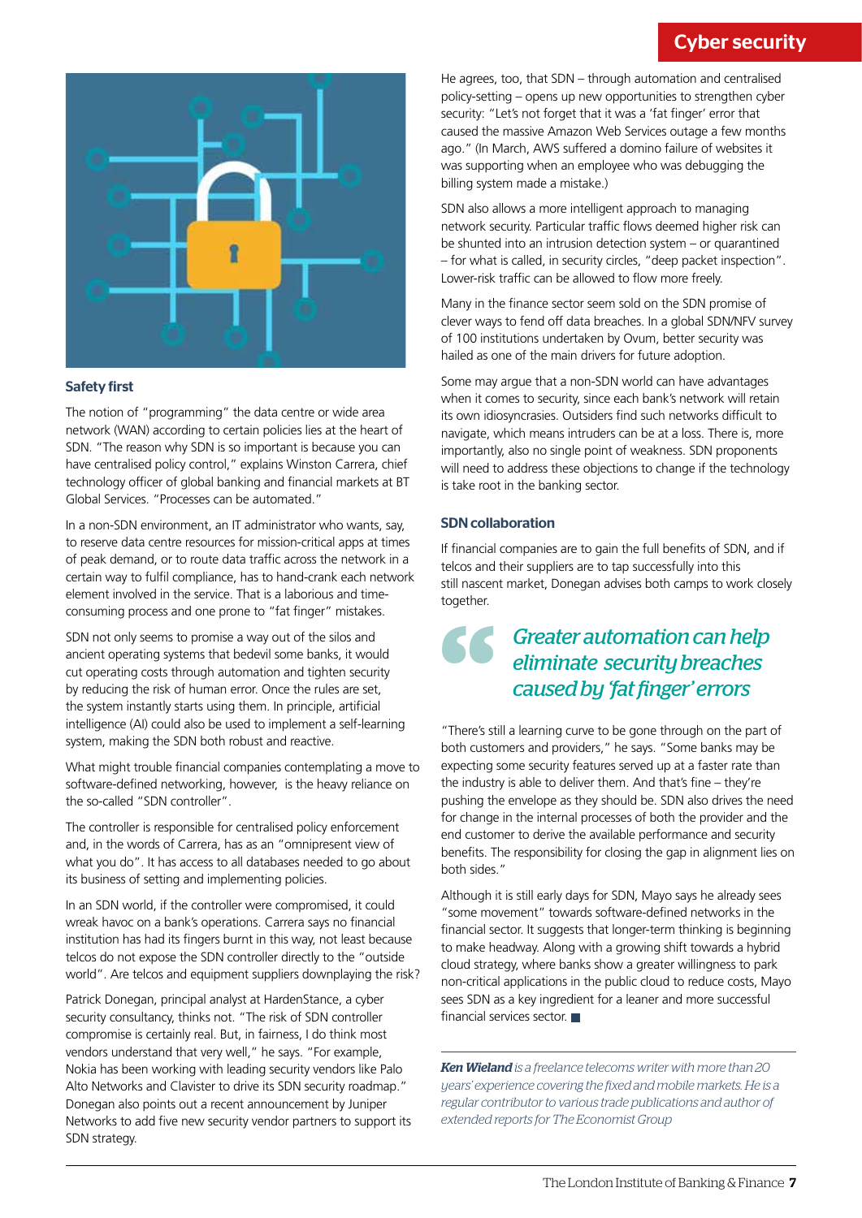## Safety first

The notion of "programming" the data centre or wide area network (WAN) according to certain policies lies at the heart of SDN. "The reason why SDN is so important is because you can have centralised policy control," explains Winston Carrera, chief technology officer of global banking and financial markets at BT Global Services. "Processes can be automated."

In a non-SDN environment, an IT administrator who wants, say, to reserve data centre resources for mission-critical apps at times of peak demand, or to route data traffic across the network in a certain way to fulfil compliance, has to hand-crank each network element involved in the service. That is a laborious and time-consuming process and one prone to "fat finger" mistakes.

SDN not only seems to promise a way out of the silos and ancient operating systems that bedevil some banks, it would cut operating costs through automation and tighten security by reducing the risk of human error. Once the rules are set, the system instantly starts using them. In principle, artificial intelligence (AI) could also be used to implement a self-learning system, making the SDN both robust and reactive.

What might trouble financial companies contemplating a move to software-defined networking, however, is the heavy reliance on the so-called "SDN controller".

The controller is responsible for centralised policy enforcement and, in the words of Carrera, has an "omnipresent view of what you do". It has access to all databases needed to go about its business of setting and implementing policies.

In an SDN world, if the controller were compromised, it could wreak havoc on a bank's operations. Carrera says no financial institution has had its fingers burnt in this way, not least because telcos do not expose the SDN controller directly to the "outside world". Are telcos and equipment suppliers downplaying the risk?

Patrick Donegan, principal analyst at HardenStance, a cyber security consultancy, thinks not. "The risk of SDN controller compromise is certainly real. But, in fairness, I do think most vendors understand that very well," he says. "For example, Nokia has been working with leading security vendors like Palo Alto Networks and Clavister to drive its SDN security roadmap." Donegan also points out a recent announcement by Juniper Networks to add five new security vendor partners to support its SDN strategy.

He agrees, too, that SDN – through automation and centralised policy-setting – opens up new opportunities to strengthen cyber security: "Let's not forget that it was a 'fat finger' error that caused the massive Amazon Web Services outage a few months ago." (In March, AWS suffered a domino failure of websites it was supporting when an employee who was debugging the billing system made a mistake.)

SDN also allows a more intelligent approach to managing network security. Particular traffic flows deemed higher risk can be shunted into an intrusion detection system – or quarantined – for what is called, in security circles, "deep packet inspection". Lower-risk traffic can be allowed to flow more freely.

Many in the finance sector seem sold on the SDN promise of clever ways to fend off data breaches. In a global SDN/NFV survey of 100 institutions undertaken by Ovum, better security was hailed as one of the main drivers for future adoption.

Some may argue that a non-SDN world can have advantages when it comes to security, since each bank's network will retain its own idiosyncrasies. Outsiders find such networks difficult to navigate, which means intruders can be at a loss. There is, more importantly, also no single point of weakness. SDN proponents will need to address these objections to change if the technology is take root in the banking sector.

## SDN collaboration

If financial companies are to gain the full benefits of SDN, and if telcos and their suppliers are to tap successfully into this still nascent market, Donegan advises both camps to work closely together.

> *Greater automation can help eliminate security breaches caused by 'fat finger' errors*

"There's still a learning curve to be gone through on the part of both customers and providers," he says. "Some banks may be expecting some security features served up at a faster rate than the industry is able to deliver them. And that's fine – they're pushing the envelope as they should be. SDN also drives the need for change in the internal processes of both the provider and the end customer to derive the available performance and security benefits. The responsibility for closing the gap in alignment lies on both sides."

Although it is still early days for SDN, Mayo says he already sees "some movement" towards software-defined networks in the financial sector. It suggests that longer-term thinking is beginning to make headway. Along with a growing shift towards a hybrid cloud strategy, where banks show a greater willingness to park non-critical applications in the public cloud to reduce costs, Mayo sees SDN as a key ingredient for a leaner and more successful financial services sector. ■

---

***Ken Wieland*** *is a freelance telecoms writer with more than 20 years' experience covering the fixed and mobile markets. He is a regular contributor to various trade publications and author of extended reports for The Economist Group*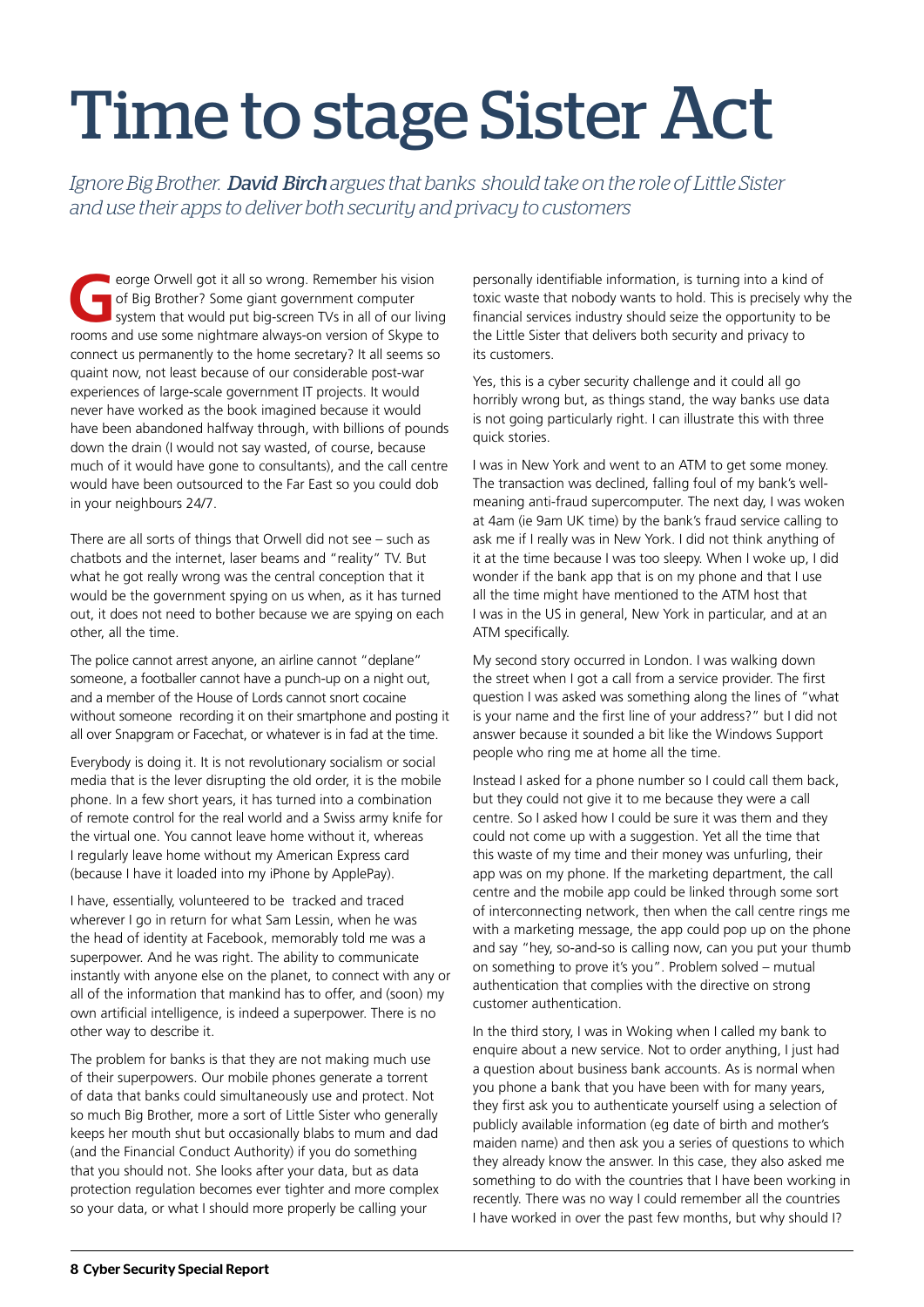# Time to stage Sister Act

*Ignore Big Brother. **David Birch** argues that banks should take on the role of Little Sister and use their apps to deliver both security and privacy to customers*

George Orwell got it all so wrong. Remember his vision of Big Brother? Some giant government computer system that would put big-screen TVs in all of our living rooms and use some nightmare always-on version of Skype to connect us permanently to the home secretary? It all seems so quaint now, not least because of our considerable post-war experiences of large-scale government IT projects. It would never have worked as the book imagined because it would have been abandoned halfway through, with billions of pounds down the drain (I would not say wasted, of course, because much of it would have gone to consultants), and the call centre would have been outsourced to the Far East so you could dob in your neighbours 24/7.

There are all sorts of things that Orwell did not see – such as chatbots and the internet, laser beams and "reality" TV. But what he got really wrong was the central conception that it would be the government spying on us when, as it has turned out, it does not need to bother because we are spying on each other, all the time.

The police cannot arrest anyone, an airline cannot "deplane" someone, a footballer cannot have a punch-up on a night out, and a member of the House of Lords cannot snort cocaine without someone recording it on their smartphone and posting it all over Snapgram or Facechat, or whatever is in fad at the time.

Everybody is doing it. It is not revolutionary socialism or social media that is the lever disrupting the old order, it is the mobile phone. In a few short years, it has turned into a combination of remote control for the real world and a Swiss army knife for the virtual one. You cannot leave home without it, whereas I regularly leave home without my American Express card (because I have it loaded into my iPhone by ApplePay).

I have, essentially, volunteered to be tracked and traced wherever I go in return for what Sam Lessin, when he was the head of identity at Facebook, memorably told me was a superpower. And he was right. The ability to communicate instantly with anyone else on the planet, to connect with any or all of the information that mankind has to offer, and (soon) my own artificial intelligence, is indeed a superpower. There is no other way to describe it.

The problem for banks is that they are not making much use of their superpowers. Our mobile phones generate a torrent of data that banks could simultaneously use and protect. Not so much Big Brother, more a sort of Little Sister who generally keeps her mouth shut but occasionally blabs to mum and dad (and the Financial Conduct Authority) if you do something that you should not. She looks after your data, but as data protection regulation becomes ever tighter and more complex so your data, or what I should more properly be calling your personally identifiable information, is turning into a kind of toxic waste that nobody wants to hold. This is precisely why the financial services industry should seize the opportunity to be the Little Sister that delivers both security and privacy to its customers.

Yes, this is a cyber security challenge and it could all go horribly wrong but, as things stand, the way banks use data is not going particularly right. I can illustrate this with three quick stories.

I was in New York and went to an ATM to get some money. The transaction was declined, falling foul of my bank's well-meaning anti-fraud supercomputer. The next day, I was woken at 4am (ie 9am UK time) by the bank's fraud service calling to ask me if I really was in New York. I did not think anything of it at the time because I was too sleepy. When I woke up, I did wonder if the bank app that is on my phone and that I use all the time might have mentioned to the ATM host that I was in the US in general, New York in particular, and at an ATM specifically.

My second story occurred in London. I was walking down the street when I got a call from a service provider. The first question I was asked was something along the lines of "what is your name and the first line of your address?" but I did not answer because it sounded a bit like the Windows Support people who ring me at home all the time.

Instead I asked for a phone number so I could call them back, but they could not give it to me because they were a call centre. So I asked how I could be sure it was them and they could not come up with a suggestion. Yet all the time that this waste of my time and their money was unfurling, their app was on my phone. If the marketing department, the call centre and the mobile app could be linked through some sort of interconnecting network, then when the call centre rings me with a marketing message, the app could pop up on the phone and say "hey, so-and-so is calling now, can you put your thumb on something to prove it's you". Problem solved – mutual authentication that complies with the directive on strong customer authentication.

In the third story, I was in Woking when I called my bank to enquire about a new service. Not to order anything, I just had a question about business bank accounts. As is normal when you phone a bank that you have been with for many years, they first ask you to authenticate yourself using a selection of publicly available information (eg date of birth and mother's maiden name) and then ask you a series of questions to which they already know the answer. In this case, they also asked me something to do with the countries that I have been working in recently. There was no way I could remember all the countries I have worked in over the past few months, but why should I?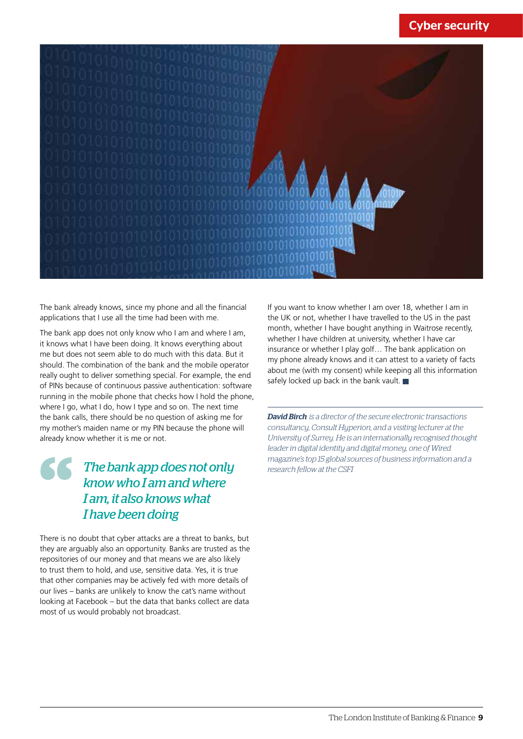The bank already knows, since my phone and all the financial applications that I use all the time had been with me.

The bank app does not only know who I am and where I am, it knows what I have been doing. It knows everything about me but does not seem able to do much with this data. But it should. The combination of the bank and the mobile operator really ought to deliver something special. For example, the end of PINs because of continuous passive authentication: software running in the mobile phone that checks how I hold the phone, where I go, what I do, how I type and so on. The next time the bank calls, there should be no question of asking me for my mother's maiden name or my PIN because the phone will already know whether it is me or not.

> *The bank app does not only know who I am and where I am, it also knows what I have been doing*

There is no doubt that cyber attacks are a threat to banks, but they are arguably also an opportunity. Banks are trusted as the repositories of our money and that means we are also likely to trust them to hold, and use, sensitive data. Yes, it is true that other companies may be actively fed with more details of our lives – banks are unlikely to know the cat's name without looking at Facebook – but the data that banks collect are data most of us would probably not broadcast.

If you want to know whether I am over 18, whether I am in the UK or not, whether I have travelled to the US in the past month, whether I have bought anything in Waitrose recently, whether I have children at university, whether I have car insurance or whether I play golf… The bank application on my phone already knows and it can attest to a variety of facts about me (with my consent) while keeping all this information safely locked up back in the bank vault. ■

***David Birch** is a director of the secure electronic transactions consultancy, Consult Hyperion, and a visiting lecturer at the University of Surrey. He is an internationally recognised thought leader in digital identity and digital money, one of Wired magazine's top 15 global sources of business information and a research fellow at the CSFI*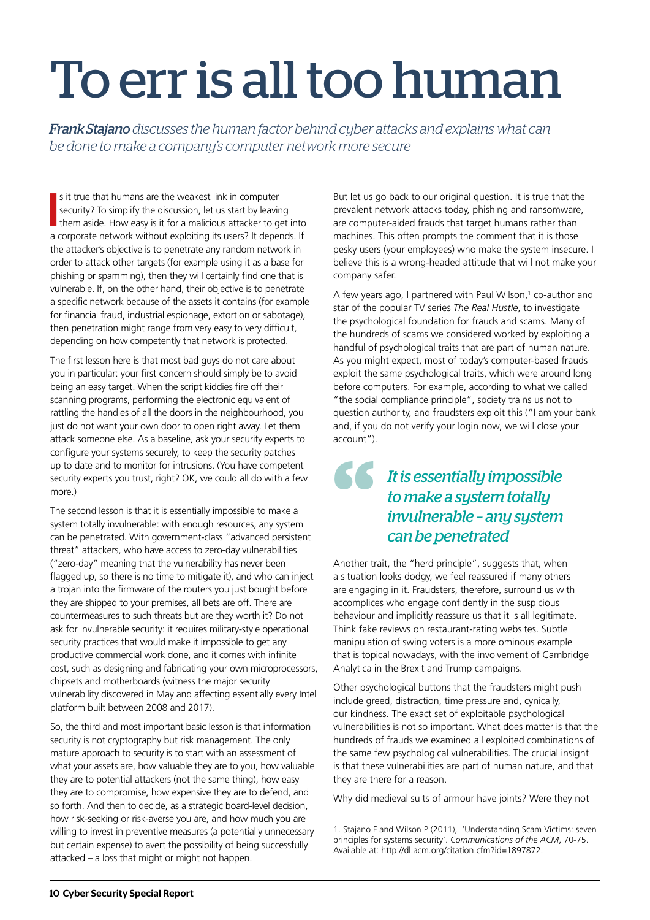# To err is all too human

*Frank Stajano discusses the human factor behind cyber attacks and explains what can be done to make a company's computer network more secure*

Is it true that humans are the weakest link in computer security? To simplify the discussion, let us start by leaving them aside. How easy is it for a malicious attacker to get into a corporate network without exploiting its users? It depends. If the attacker's objective is to penetrate any random network in order to attack other targets (for example using it as a base for phishing or spamming), then they will certainly find one that is vulnerable. If, on the other hand, their objective is to penetrate a specific network because of the assets it contains (for example for financial fraud, industrial espionage, extortion or sabotage), then penetration might range from very easy to very difficult, depending on how competently that network is protected.

The first lesson here is that most bad guys do not care about you in particular: your first concern should simply be to avoid being an easy target. When the script kiddies fire off their scanning programs, performing the electronic equivalent of rattling the handles of all the doors in the neighbourhood, you just do not want your own door to open right away. Let them attack someone else. As a baseline, ask your security experts to configure your systems securely, to keep the security patches up to date and to monitor for intrusions. (You have competent security experts you trust, right? OK, we could all do with a few more.)

The second lesson is that it is essentially impossible to make a system totally invulnerable: with enough resources, any system can be penetrated. With government-class "advanced persistent threat" attackers, who have access to zero-day vulnerabilities ("zero-day" meaning that the vulnerability has never been flagged up, so there is no time to mitigate it), and who can inject a trojan into the firmware of the routers you just bought before they are shipped to your premises, all bets are off. There are countermeasures to such threats but are they worth it? Do not ask for invulnerable security: it requires military-style operational security practices that would make it impossible to get any productive commercial work done, and it comes with infinite cost, such as designing and fabricating your own microprocessors, chipsets and motherboards (witness the major security vulnerability discovered in May and affecting essentially every Intel platform built between 2008 and 2017).

So, the third and most important basic lesson is that information security is not cryptography but risk management. The only mature approach to security is to start with an assessment of what your assets are, how valuable they are to you, how valuable they are to potential attackers (not the same thing), how easy they are to compromise, how expensive they are to defend, and so forth. And then to decide, as a strategic board-level decision, how risk-seeking or risk-averse you are, and how much you are willing to invest in preventive measures (a potentially unnecessary but certain expense) to avert the possibility of being successfully attacked – a loss that might or might not happen.

But let us go back to our original question. It is true that the prevalent network attacks today, phishing and ransomware, are computer-aided frauds that target humans rather than machines. This often prompts the comment that it is those pesky users (your employees) who make the system insecure. I believe this is a wrong-headed attitude that will not make your company safer.

A few years ago, I partnered with Paul Wilson,[1] co-author and star of the popular TV series *The Real Hustle*, to investigate the psychological foundation for frauds and scams. Many of the hundreds of scams we considered worked by exploiting a handful of psychological traits that are part of human nature. As you might expect, most of today's computer-based frauds exploit the same psychological traits, which were around long before computers. For example, according to what we called "the social compliance principle", society trains us not to question authority, and fraudsters exploit this ("I am your bank and, if you do not verify your login now, we will close your account").

> *It is essentially impossible to make a system totally invulnerable – any system can be penetrated*

Another trait, the "herd principle", suggests that, when a situation looks dodgy, we feel reassured if many others are engaging in it. Fraudsters, therefore, surround us with accomplices who engage confidently in the suspicious behaviour and implicitly reassure us that it is all legitimate. Think fake reviews on restaurant-rating websites. Subtle manipulation of swing voters is a more ominous example that is topical nowadays, with the involvement of Cambridge Analytica in the Brexit and Trump campaigns.

Other psychological buttons that the fraudsters might push include greed, distraction, time pressure and, cynically, our kindness. The exact set of exploitable psychological vulnerabilities is not so important. What does matter is that the hundreds of frauds we examined all exploited combinations of the same few psychological vulnerabilities. The crucial insight is that these vulnerabilities are part of human nature, and that they are there for a reason.

Why did medieval suits of armour have joints? Were they not

1. Stajano F and Wilson P (2011), 'Understanding Scam Victims: seven principles for systems security'. *Communications of the ACM*, 70-75. Available at: http://dl.acm.org/citation.cfm?id=1897872.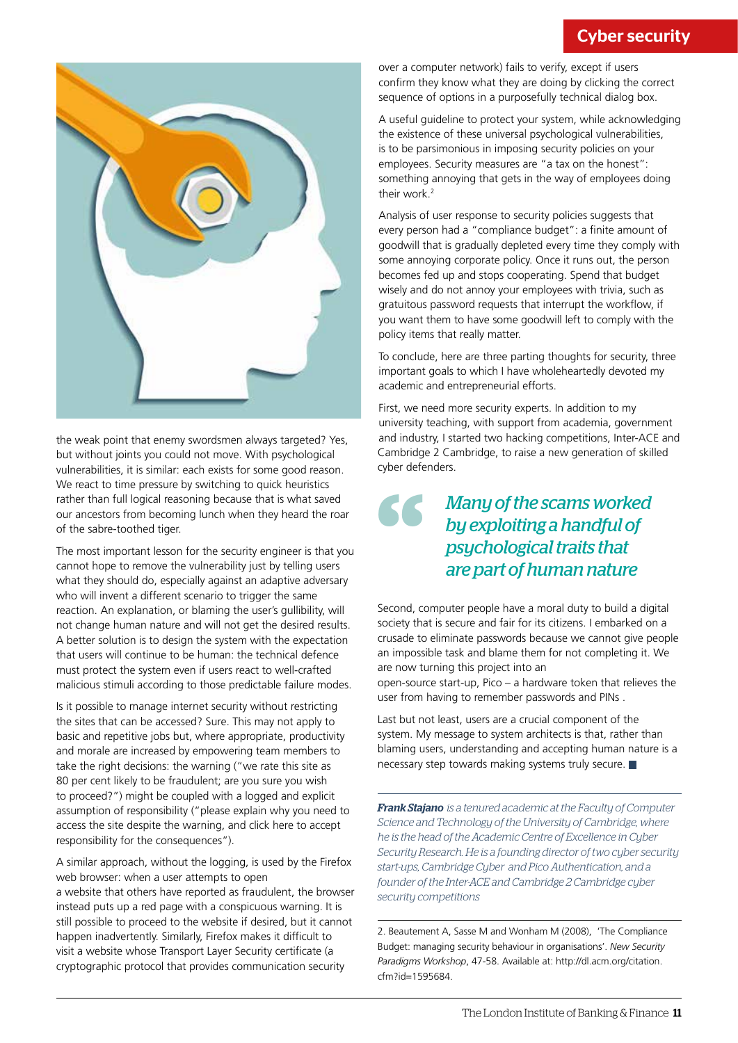the weak point that enemy swordsmen always targeted? Yes, but without joints you could not move. With psychological vulnerabilities, it is similar: each exists for some good reason. We react to time pressure by switching to quick heuristics rather than full logical reasoning because that is what saved our ancestors from becoming lunch when they heard the roar of the sabre-toothed tiger.

The most important lesson for the security engineer is that you cannot hope to remove the vulnerability just by telling users what they should do, especially against an adaptive adversary who will invent a different scenario to trigger the same reaction. An explanation, or blaming the user's gullibility, will not change human nature and will not get the desired results. A better solution is to design the system with the expectation that users will continue to be human: the technical defence must protect the system even if users react to well-crafted malicious stimuli according to those predictable failure modes.

Is it possible to manage internet security without restricting the sites that can be accessed? Sure. This may not apply to basic and repetitive jobs but, where appropriate, productivity and morale are increased by empowering team members to take the right decisions: the warning ("we rate this site as 80 per cent likely to be fraudulent; are you sure you wish to proceed?") might be coupled with a logged and explicit assumption of responsibility ("please explain why you need to access the site despite the warning, and click here to accept responsibility for the consequences").

A similar approach, without the logging, is used by the Firefox web browser: when a user attempts to open a website that others have reported as fraudulent, the browser instead puts up a red page with a conspicuous warning. It is still possible to proceed to the website if desired, but it cannot happen inadvertently. Similarly, Firefox makes it difficult to visit a website whose Transport Layer Security certificate (a cryptographic protocol that provides communication security over a computer network) fails to verify, except if users confirm they know what they are doing by clicking the correct sequence of options in a purposefully technical dialog box.

A useful guideline to protect your system, while acknowledging the existence of these universal psychological vulnerabilities, is to be parsimonious in imposing security policies on your employees. Security measures are "a tax on the honest": something annoying that gets in the way of employees doing their work.[2]

Analysis of user response to security policies suggests that every person had a "compliance budget": a finite amount of goodwill that is gradually depleted every time they comply with some annoying corporate policy. Once it runs out, the person becomes fed up and stops cooperating. Spend that budget wisely and do not annoy your employees with trivia, such as gratuitous password requests that interrupt the workflow, if you want them to have some goodwill left to comply with the policy items that really matter.

To conclude, here are three parting thoughts for security, three important goals to which I have wholeheartedly devoted my academic and entrepreneurial efforts.

First, we need more security experts. In addition to my university teaching, with support from academia, government and industry, I started two hacking competitions, Inter-ACE and Cambridge 2 Cambridge, to raise a new generation of skilled cyber defenders.

> *Many of the scams worked by exploiting a handful of psychological traits that are part of human nature*

Second, computer people have a moral duty to build a digital society that is secure and fair for its citizens. I embarked on a crusade to eliminate passwords because we cannot give people an impossible task and blame them for not completing it. We are now turning this project into an open-source start-up, Pico – a hardware token that relieves the user from having to remember passwords and PINs .

Last but not least, users are a crucial component of the system. My message to system architects is that, rather than blaming users, understanding and accepting human nature is a necessary step towards making systems truly secure. ■

***Frank Stajano*** *is a tenured academic at the Faculty of Computer Science and Technology of the University of Cambridge, where he is the head of the Academic Centre of Excellence in Cyber Security Research. He is a founding director of two cyber security start-ups, Cambridge Cyber and Pico Authentication, and a founder of the Inter-ACE and Cambridge 2 Cambridge cyber security competitions*

2. Beautement A, Sasse M and Wonham M (2008), 'The Compliance Budget: managing security behaviour in organisations'. *New Security Paradigms Workshop*, 47-58. Available at: http://dl.acm.org/citation.cfm?id=1595684.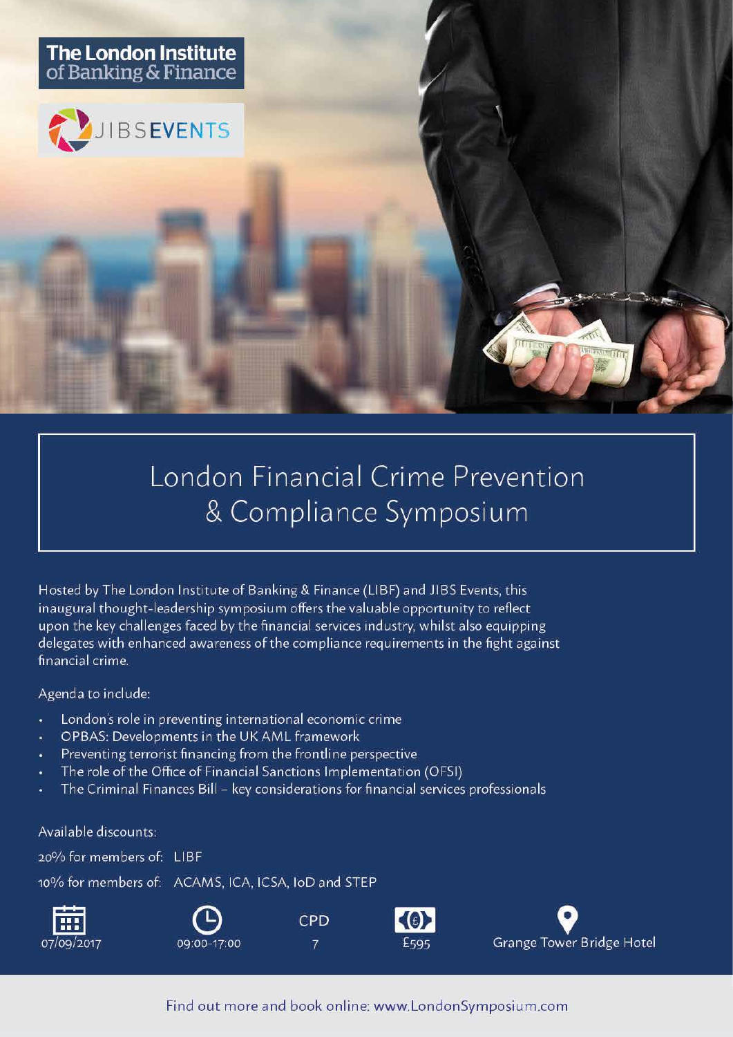The London Institute of Banking & Finance

JIBSEVENTS

# London Financial Crime Prevention & Compliance Symposium

Hosted by The London Institute of Banking & Finance (LIBF) and JIBS Events, this inaugural thought-leadership symposium offers the valuable opportunity to reflect upon the key challenges faced by the financial services industry, whilst also equipping delegates with enhanced awareness of the compliance requirements in the fight against financial crime.

Agenda to include:

- London's role in preventing international economic crime
- OPBAS: Developments in the UK AML framework
- Preventing terrorist financing from the frontline perspective
- The role of the Office of Financial Sanctions Implementation (OFSI)
- The Criminal Finances Bill – key considerations for financial services professionals

Available discounts:

20% for members of: LIBF

10% for members of: ACAMS, ICA, ICSA, IoD and STEP

07/09/2017

09:00-17:00

CPD 7

£595

Grange Tower Bridge Hotel

Find out more and book online: www.LondonSymposium.com